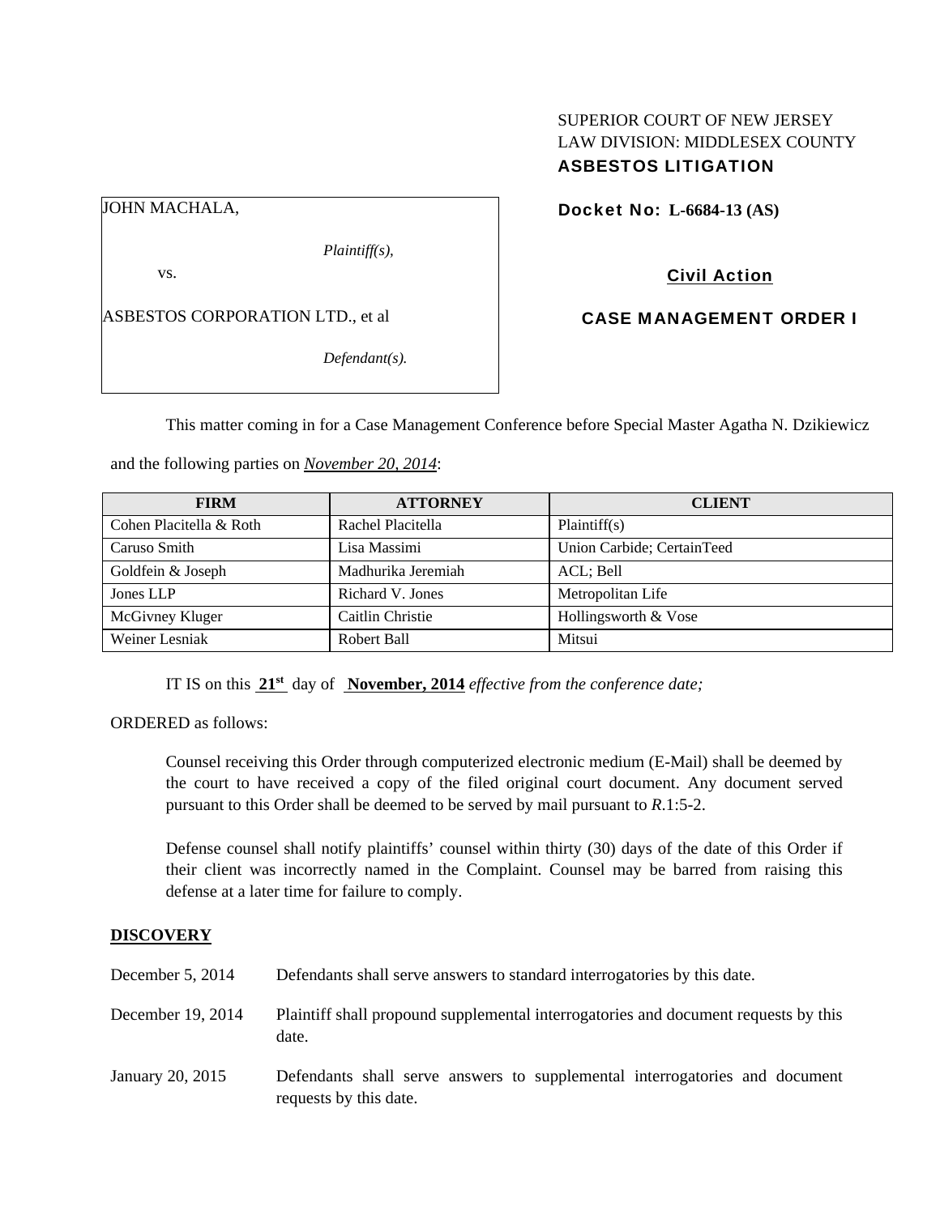SUPERIOR COURT OF NEW JERSEY
LAW DIVISION: MIDDLESEX COUNTY
**ASBESTOS LITIGATION**

JOHN MACHALA,

*Plaintiff(s),*

vs.

ASBESTOS CORPORATION LTD., et al

*Defendant(s).*

**Docket No: L-6684-13 (AS)**

**Civil Action**

**CASE MANAGEMENT ORDER I**

This matter coming in for a Case Management Conference before Special Master Agatha N. Dzikiewicz and the following parties on *November 20, 2014*:

| FIRM | ATTORNEY | CLIENT |
|---|---|---|
| Cohen Placitella & Roth | Rachel Placitella | Plaintiff(s) |
| Caruso Smith | Lisa Massimi | Union Carbide; CertainTeed |
| Goldfein & Joseph | Madhurika Jeremiah | ACL; Bell |
| Jones LLP | Richard V. Jones | Metropolitan Life |
| McGivney Kluger | Caitlin Christie | Hollingsworth & Vose |
| Weiner Lesniak | Robert Ball | Mitsui |

IT IS on this **21st** day of **November, 2014** *effective from the conference date;*

ORDERED as follows:

Counsel receiving this Order through computerized electronic medium (E-Mail) shall be deemed by the court to have received a copy of the filed original court document. Any document served pursuant to this Order shall be deemed to be served by mail pursuant to *R*.1:5-2.

Defense counsel shall notify plaintiffs' counsel within thirty (30) days of the date of this Order if their client was incorrectly named in the Complaint. Counsel may be barred from raising this defense at a later time for failure to comply.

**DISCOVERY**

December 5, 2014 — Defendants shall serve answers to standard interrogatories by this date.

December 19, 2014 — Plaintiff shall propound supplemental interrogatories and document requests by this date.

January 20, 2015 — Defendants shall serve answers to supplemental interrogatories and document requests by this date.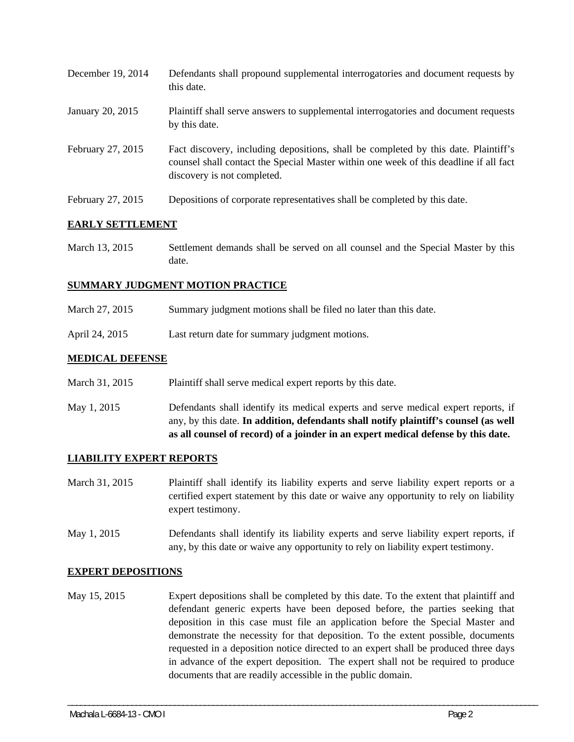December 19, 2014 Defendants shall propound supplemental interrogatories and document requests by this date.

January 20, 2015 Plaintiff shall serve answers to supplemental interrogatories and document requests by this date.

February 27, 2015 Fact discovery, including depositions, shall be completed by this date. Plaintiff's counsel shall contact the Special Master within one week of this deadline if all fact discovery is not completed.

February 27, 2015 Depositions of corporate representatives shall be completed by this date.

**EARLY SETTLEMENT**

March 13, 2015 Settlement demands shall be served on all counsel and the Special Master by this date.

**SUMMARY JUDGMENT MOTION PRACTICE**

March 27, 2015 Summary judgment motions shall be filed no later than this date.

April 24, 2015 Last return date for summary judgment motions.

**MEDICAL DEFENSE**

March 31, 2015 Plaintiff shall serve medical expert reports by this date.

May 1, 2015 Defendants shall identify its medical experts and serve medical expert reports, if any, by this date. **In addition, defendants shall notify plaintiff's counsel (as well as all counsel of record) of a joinder in an expert medical defense by this date.**

**LIABILITY EXPERT REPORTS**

March 31, 2015 Plaintiff shall identify its liability experts and serve liability expert reports or a certified expert statement by this date or waive any opportunity to rely on liability expert testimony.

May 1, 2015 Defendants shall identify its liability experts and serve liability expert reports, if any, by this date or waive any opportunity to rely on liability expert testimony.

**EXPERT DEPOSITIONS**

May 15, 2015 Expert depositions shall be completed by this date. To the extent that plaintiff and defendant generic experts have been deposed before, the parties seeking that deposition in this case must file an application before the Special Master and demonstrate the necessity for that deposition. To the extent possible, documents requested in a deposition notice directed to an expert shall be produced three days in advance of the expert deposition. The expert shall not be required to produce documents that are readily accessible in the public domain.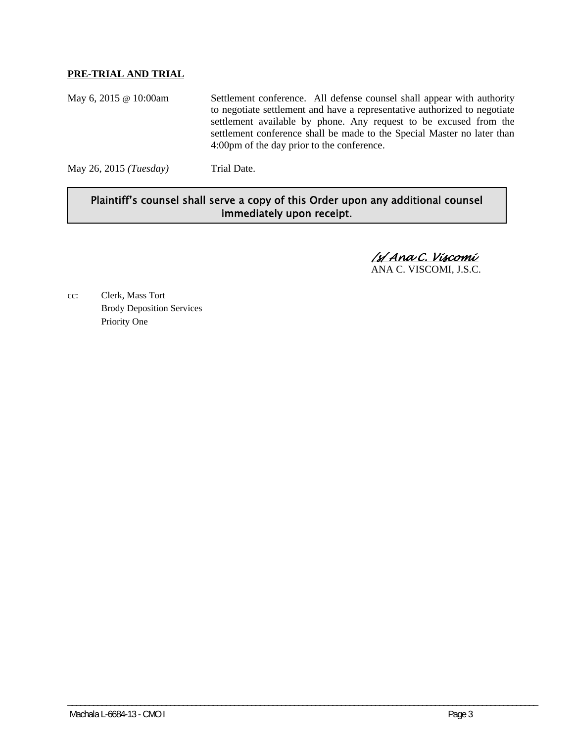**PRE-TRIAL AND TRIAL**

| | |
|---|---|
| May 6, 2015 @ 10:00am | Settlement conference. All defense counsel shall appear with authority to negotiate settlement and have a representative authorized to negotiate settlement available by phone. Any request to be excused from the settlement conference shall be made to the Special Master no later than 4:00pm of the day prior to the conference. |
| May 26, 2015 *(Tuesday)* | Trial Date. |

**Plaintiff's counsel shall serve a copy of this Order upon any additional counsel immediately upon receipt.**

*/s/ Ana C. Viscomi*
ANA C. VISCOMI, J.S.C.

cc: Clerk, Mass Tort
Brody Deposition Services
Priority One